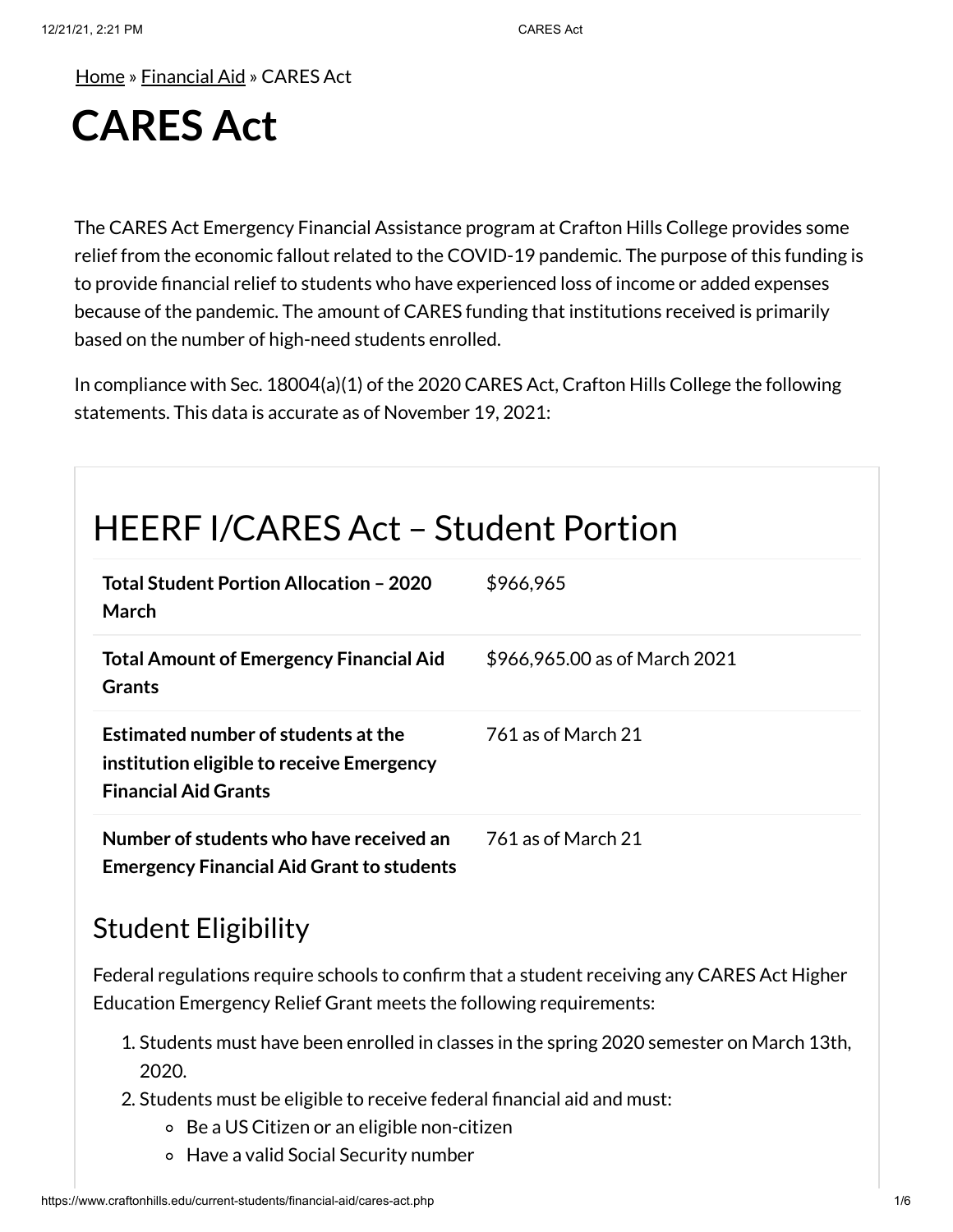Home » Financial Aid » CARES Act

# CARES Act

The CARES Act Emergency Financial Assistance program at Crafton Hills College provides some relief from the economic fallout related to the COVID-19 pandemic. The purpose of this funding is to provide financial relief to students who have experienced loss of income or added expenses because of the pandemic. The amount of CARES funding that institutions received is primarily based on the number of high-need students enrolled.

In compliance with Sec. 18004(a)(1) of the 2020 CARES Act, Crafton Hills College the following statements. This data is accurate as of November 19, 2021:

## HEERF I/CARES Act – Student Portion

| | |
|---|---|
| **Total Student Portion Allocation – 2020 March** | $966,965 |
| **Total Amount of Emergency Financial Aid Grants** | $966,965.00 as of March 2021 |
| **Estimated number of students at the institution eligible to receive Emergency Financial Aid Grants** | 761 as of March 21 |
| **Number of students who have received an Emergency Financial Aid Grant to students** | 761 as of March 21 |

### Student Eligibility

Federal regulations require schools to confirm that a student receiving any CARES Act Higher Education Emergency Relief Grant meets the following requirements:

1. Students must have been enrolled in classes in the spring 2020 semester on March 13th, 2020.
2. Students must be eligible to receive federal financial aid and must:
   - Be a US Citizen or an eligible non-citizen
   - Have a valid Social Security number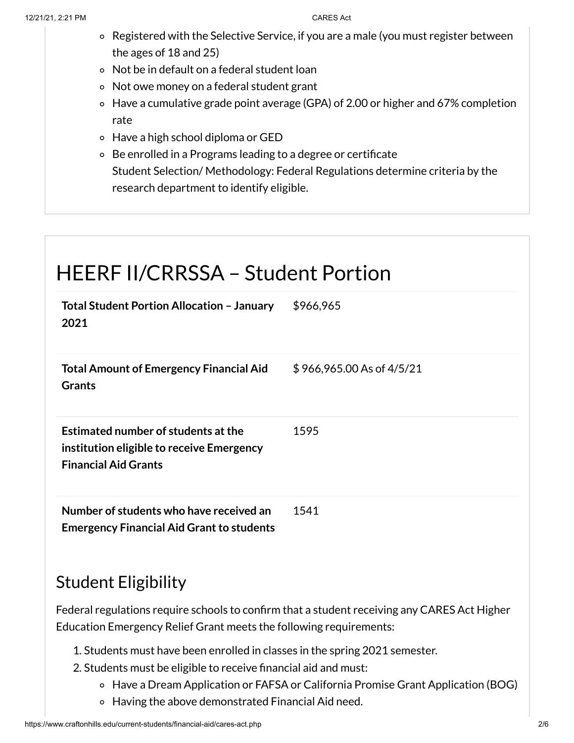- Registered with the Selective Service, if you are a male (you must register between the ages of 18 and 25)
- Not be in default on a federal student loan
- Not owe money on a federal student grant
- Have a cumulative grade point average (GPA) of 2.00 or higher and 67% completion rate
- Have a high school diploma or GED
- Be enrolled in a Programs leading to a degree or certificate
  Student Selection/ Methodology: Federal Regulations determine criteria by the research department to identify eligible.

# HEERF II/CRRSSA – Student Portion

| | |
|---|---|
| **Total Student Portion Allocation – January 2021** | $966,965 |
| **Total Amount of Emergency Financial Aid Grants** | $ 966,965.00 As of 4/5/21 |
| **Estimated number of students at the institution eligible to receive Emergency Financial Aid Grants** | 1595 |
| **Number of students who have received an Emergency Financial Aid Grant to students** | 1541 |

## Student Eligibility

Federal regulations require schools to confirm that a student receiving any CARES Act Higher Education Emergency Relief Grant meets the following requirements:

1. Students must have been enrolled in classes in the spring 2021 semester.
2. Students must be eligible to receive financial aid and must:
   - Have a Dream Application or FAFSA or California Promise Grant Application (BOG)
   - Having the above demonstrated Financial Aid need.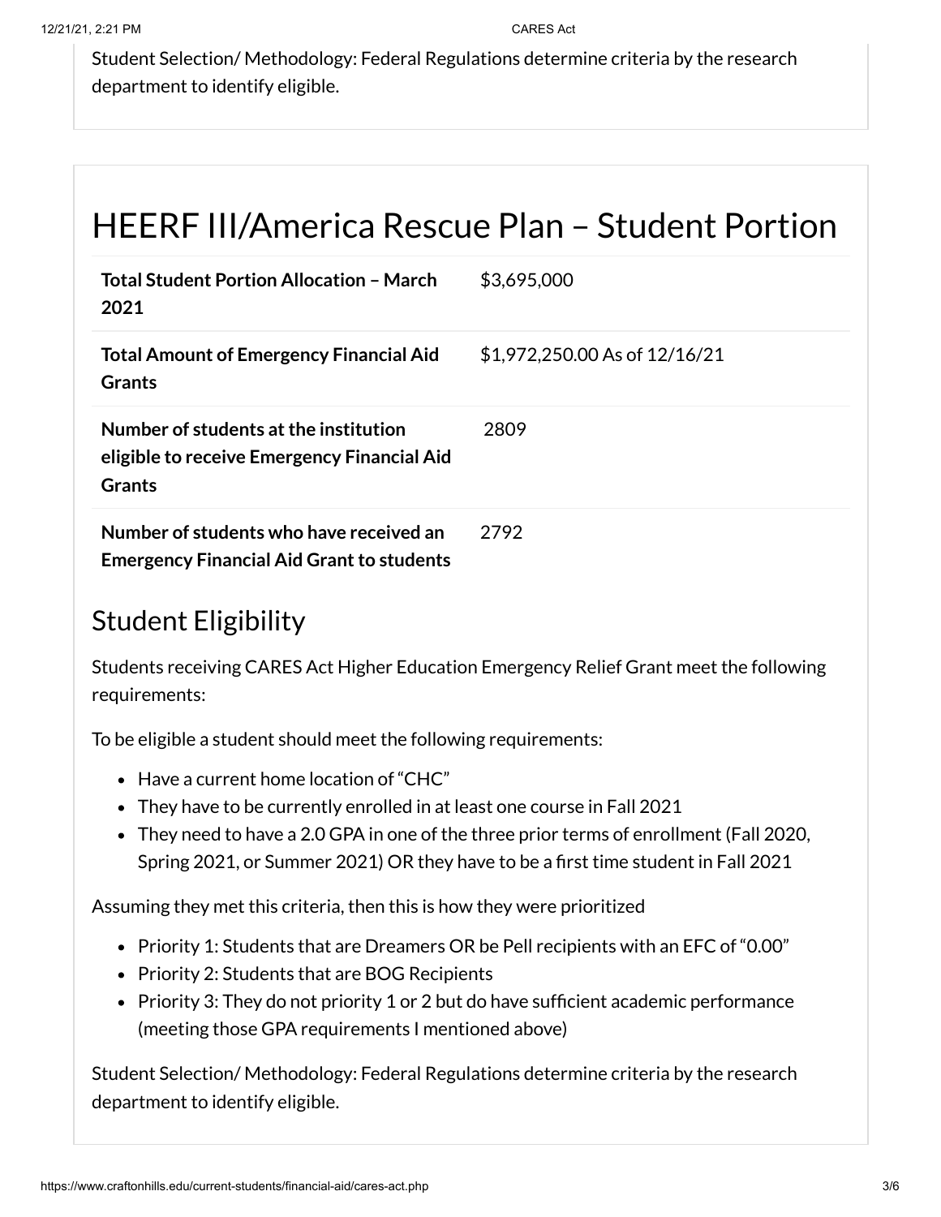Student Selection/ Methodology: Federal Regulations determine criteria by the research department to identify eligible.

# HEERF III/America Rescue Plan – Student Portion

| | |
|---|---|
| **Total Student Portion Allocation – March 2021** | $3,695,000 |
| **Total Amount of Emergency Financial Aid Grants** | $1,972,250.00 As of 12/16/21 |
| **Number of students at the institution eligible to receive Emergency Financial Aid Grants** | 2809 |
| **Number of students who have received an Emergency Financial Aid Grant to students** | 2792 |

## Student Eligibility

Students receiving CARES Act Higher Education Emergency Relief Grant meet the following requirements:

To be eligible a student should meet the following requirements:

- Have a current home location of "CHC"
- They have to be currently enrolled in at least one course in Fall 2021
- They need to have a 2.0 GPA in one of the three prior terms of enrollment (Fall 2020, Spring 2021, or Summer 2021) OR they have to be a first time student in Fall 2021

Assuming they met this criteria, then this is how they were prioritized

- Priority 1: Students that are Dreamers OR be Pell recipients with an EFC of "0.00"
- Priority 2: Students that are BOG Recipients
- Priority 3: They do not priority 1 or 2 but do have sufficient academic performance (meeting those GPA requirements I mentioned above)

Student Selection/ Methodology: Federal Regulations determine criteria by the research department to identify eligible.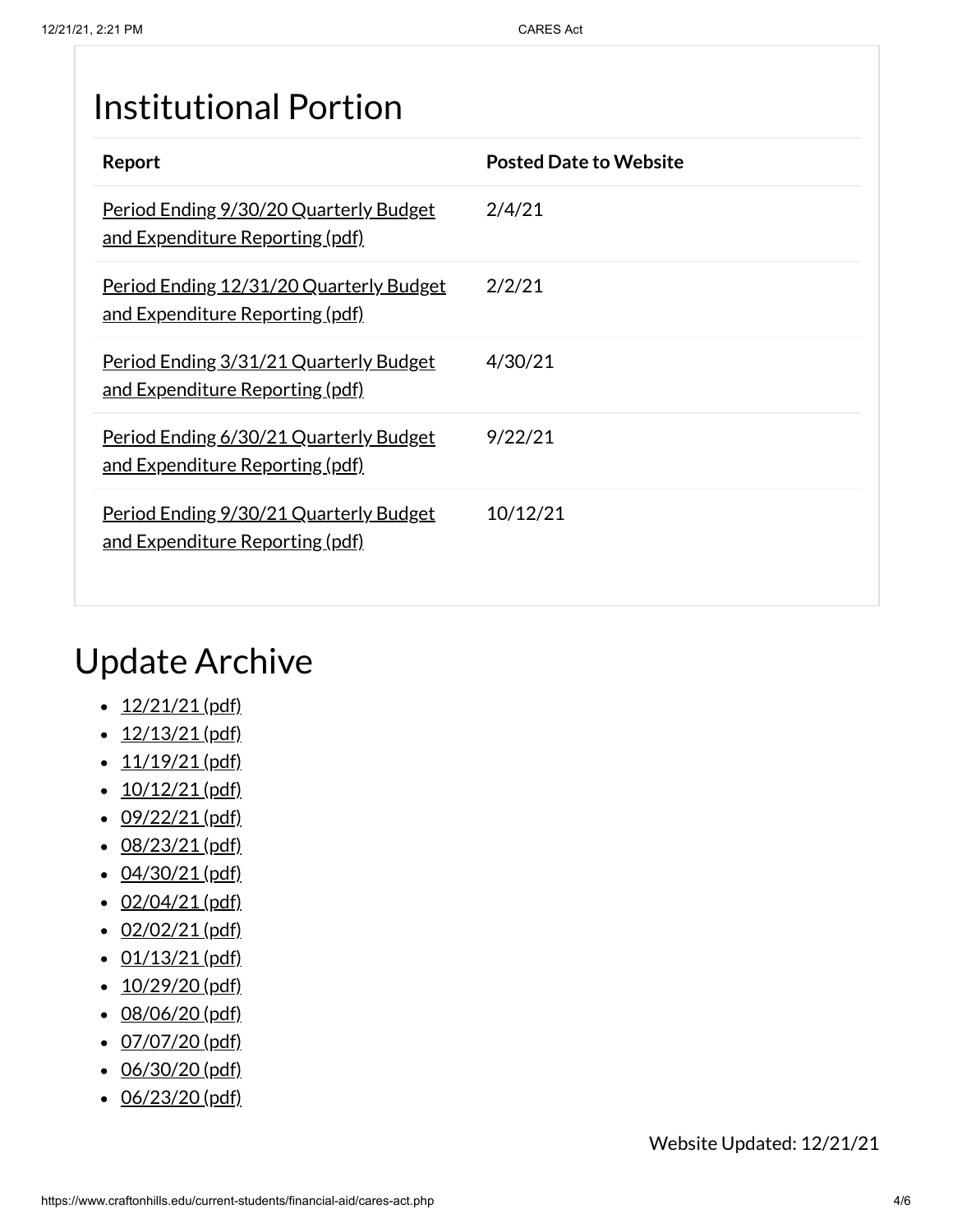# Institutional Portion

| Report | Posted Date to Website |
| --- | --- |
| Period Ending 9/30/20 Quarterly Budget and Expenditure Reporting (pdf) | 2/4/21 |
| Period Ending 12/31/20 Quarterly Budget and Expenditure Reporting (pdf) | 2/2/21 |
| Period Ending 3/31/21 Quarterly Budget and Expenditure Reporting (pdf) | 4/30/21 |
| Period Ending 6/30/21 Quarterly Budget and Expenditure Reporting (pdf) | 9/22/21 |
| Period Ending 9/30/21 Quarterly Budget and Expenditure Reporting (pdf) | 10/12/21 |

# Update Archive

- 12/21/21 (pdf)
- 12/13/21 (pdf)
- 11/19/21 (pdf)
- 10/12/21 (pdf)
- 09/22/21 (pdf)
- 08/23/21 (pdf)
- 04/30/21 (pdf)
- 02/04/21 (pdf)
- 02/02/21 (pdf)
- 01/13/21 (pdf)
- 10/29/20 (pdf)
- 08/06/20 (pdf)
- 07/07/20 (pdf)
- 06/30/20 (pdf)
- 06/23/20 (pdf)

Website Updated: 12/21/21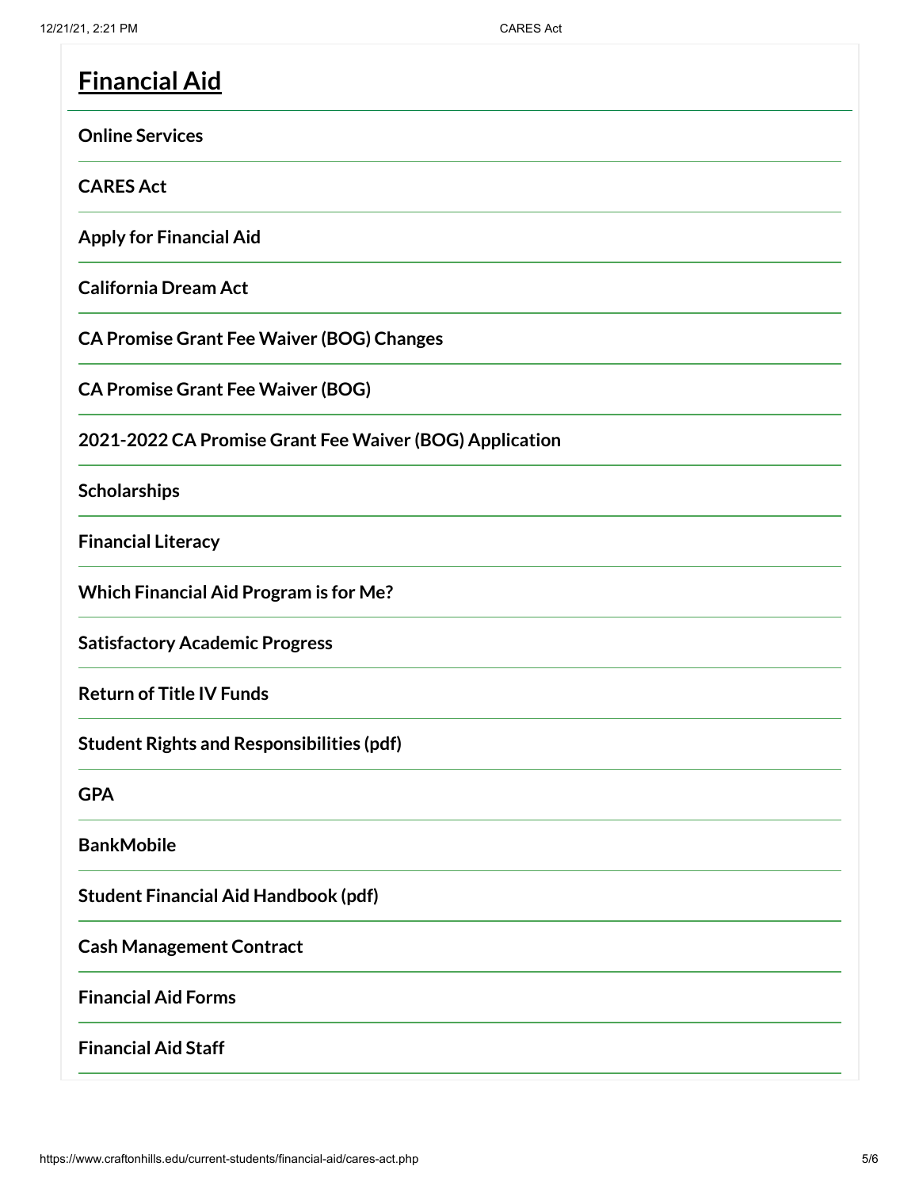## Financial Aid

**Online Services**

**CARES Act**

**Apply for Financial Aid**

**California Dream Act**

**CA Promise Grant Fee Waiver (BOG) Changes**

**CA Promise Grant Fee Waiver (BOG)**

**2021-2022 CA Promise Grant Fee Waiver (BOG) Application**

**Scholarships**

**Financial Literacy**

**Which Financial Aid Program is for Me?**

**Satisfactory Academic Progress**

**Return of Title IV Funds**

**Student Rights and Responsibilities (pdf)**

**GPA**

**BankMobile**

**Student Financial Aid Handbook (pdf)**

**Cash Management Contract**

**Financial Aid Forms**

**Financial Aid Staff**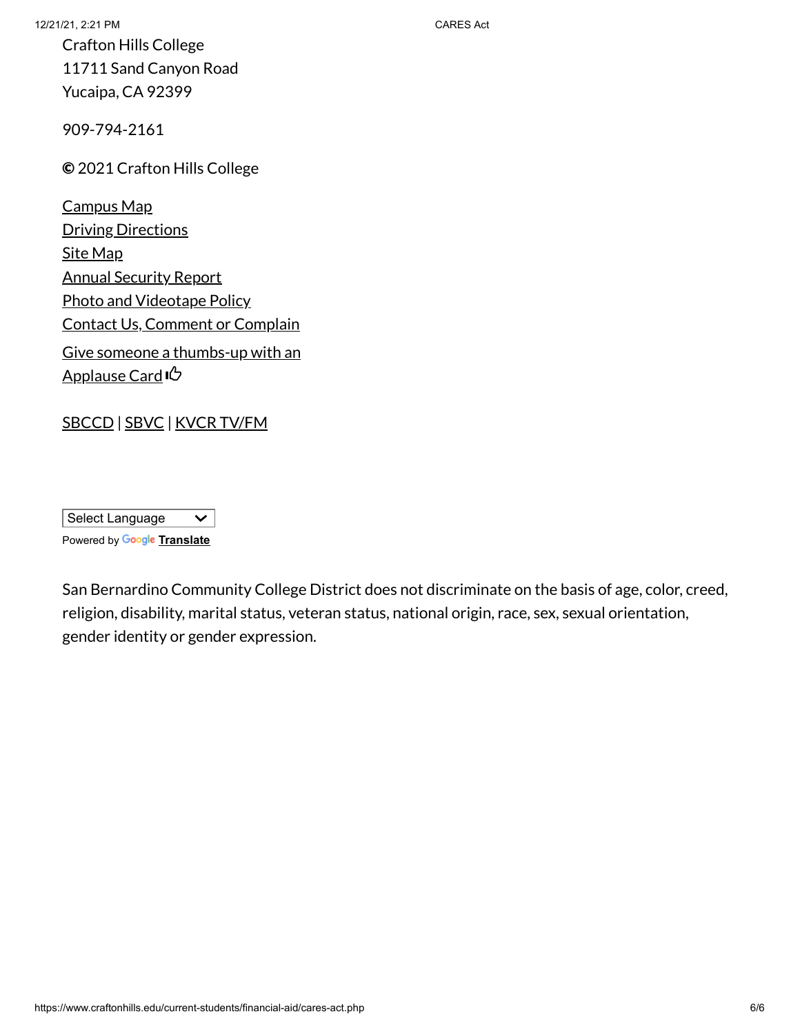Crafton Hills College
11711 Sand Canyon Road
Yucaipa, CA 92399

909-794-2161

**©** 2021 Crafton Hills College

Campus Map
Driving Directions
Site Map
Annual Security Report
Photo and Videotape Policy
Contact Us, Comment or Complain
Give someone a thumbs-up with an Applause Card

SBCCD | SBVC | KVCR TV/FM

Select Language
Powered by Google **Translate**

San Bernardino Community College District does not discriminate on the basis of age, color, creed, religion, disability, marital status, veteran status, national origin, race, sex, sexual orientation, gender identity or gender expression.